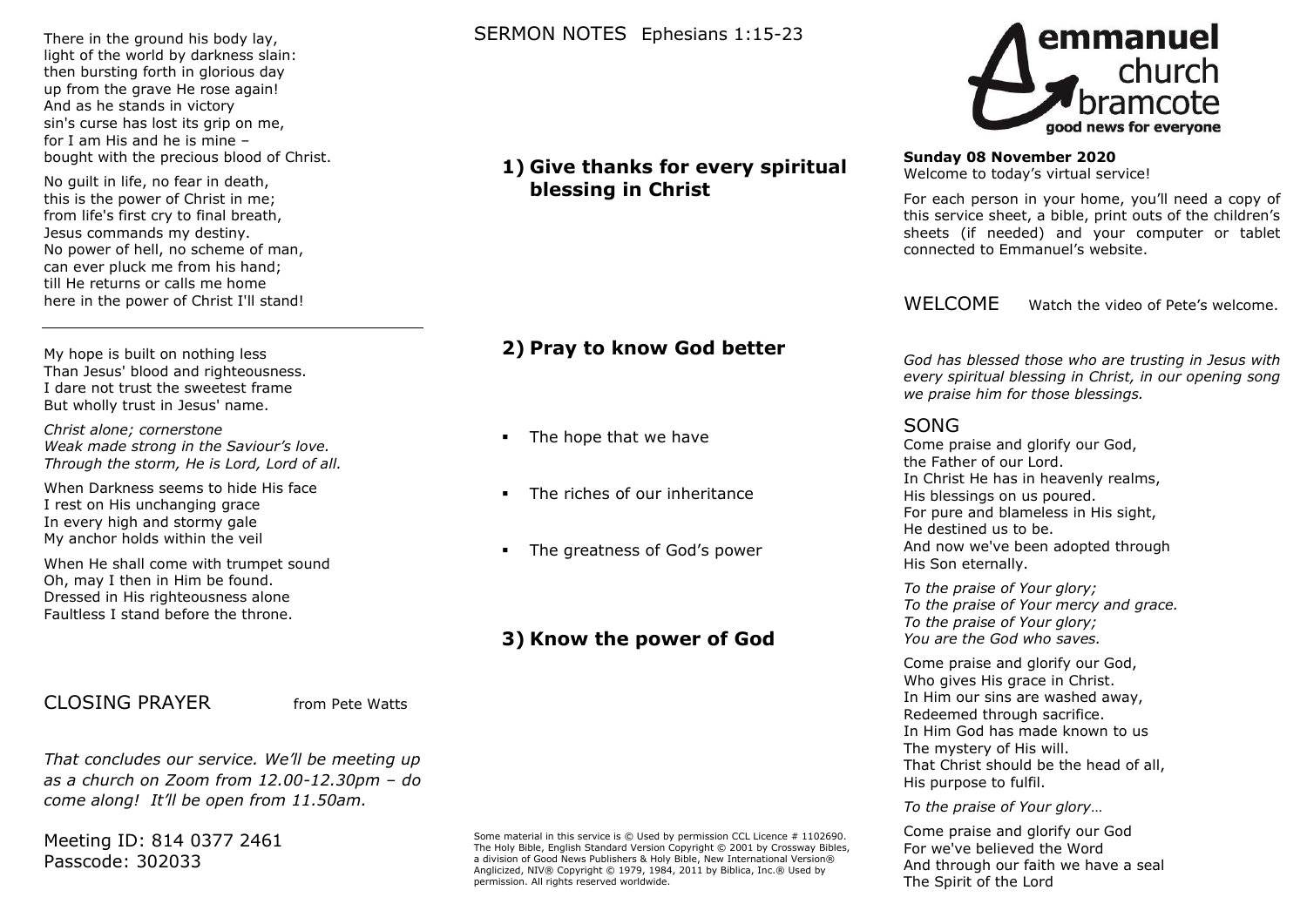There in the ground his body lay,
light of the world by darkness slain:
then bursting forth in glorious day
up from the grave He rose again!
And as he stands in victory
sin's curse has lost its grip on me,
for I am His and he is mine –
bought with the precious blood of Christ.

No guilt in life, no fear in death,
this is the power of Christ in me;
from life's first cry to final breath,
Jesus commands my destiny.
No power of hell, no scheme of man,
can ever pluck me from his hand;
till He returns or calls me home
here in the power of Christ I'll stand!

---

My hope is built on nothing less
Than Jesus' blood and righteousness.
I dare not trust the sweetest frame
But wholly trust in Jesus' name.

*Christ alone; cornerstone*
*Weak made strong in the Saviour's love.*
*Through the storm, He is Lord, Lord of all.*

When Darkness seems to hide His face
I rest on His unchanging grace
In every high and stormy gale
My anchor holds within the veil

When He shall come with trumpet sound
Oh, may I then in Him be found.
Dressed in His righteousness alone
Faultless I stand before the throne.

## CLOSING PRAYER from Pete Watts

*That concludes our service. We'll be meeting up as a church on Zoom from 12.00-12.30pm – do come along! It'll be open from 11.50am.*

Meeting ID: 814 0377 2461
Passcode: 302033

## SERMON NOTES Ephesians 1:15-23

### 1) Give thanks for every spiritual blessing in Christ

### 2) Pray to know God better

- The hope that we have
- The riches of our inheritance
- The greatness of God's power

### 3) Know the power of God

Some material in this service is © Used by permission CCL Licence # 1102690. The Holy Bible, English Standard Version Copyright © 2001 by Crossway Bibles, a division of Good News Publishers & Holy Bible, New International Version® Anglicized, NIV® Copyright © 1979, 1984, 2011 by Biblica, Inc.® Used by permission. All rights reserved worldwide.

emmanuel church bramcote
good news for everyone

**Sunday 08 November 2020**
Welcome to today's virtual service!

For each person in your home, you'll need a copy of this service sheet, a bible, print outs of the children's sheets (if needed) and your computer or tablet connected to Emmanuel's website.

## WELCOME Watch the video of Pete's welcome.

*God has blessed those who are trusting in Jesus with every spiritual blessing in Christ, in our opening song we praise him for those blessings.*

## SONG

Come praise and glorify our God,
the Father of our Lord.
In Christ He has in heavenly realms,
His blessings on us poured.
For pure and blameless in His sight,
He destined us to be.
And now we've been adopted through
His Son eternally.

*To the praise of Your glory;*
*To the praise of Your mercy and grace.*
*To the praise of Your glory;*
*You are the God who saves.*

Come praise and glorify our God,
Who gives His grace in Christ.
In Him our sins are washed away,
Redeemed through sacrifice.
In Him God has made known to us
The mystery of His will.
That Christ should be the head of all,
His purpose to fulfil.

*To the praise of Your glory…*

Come praise and glorify our God
For we've believed the Word
And through our faith we have a seal
The Spirit of the Lord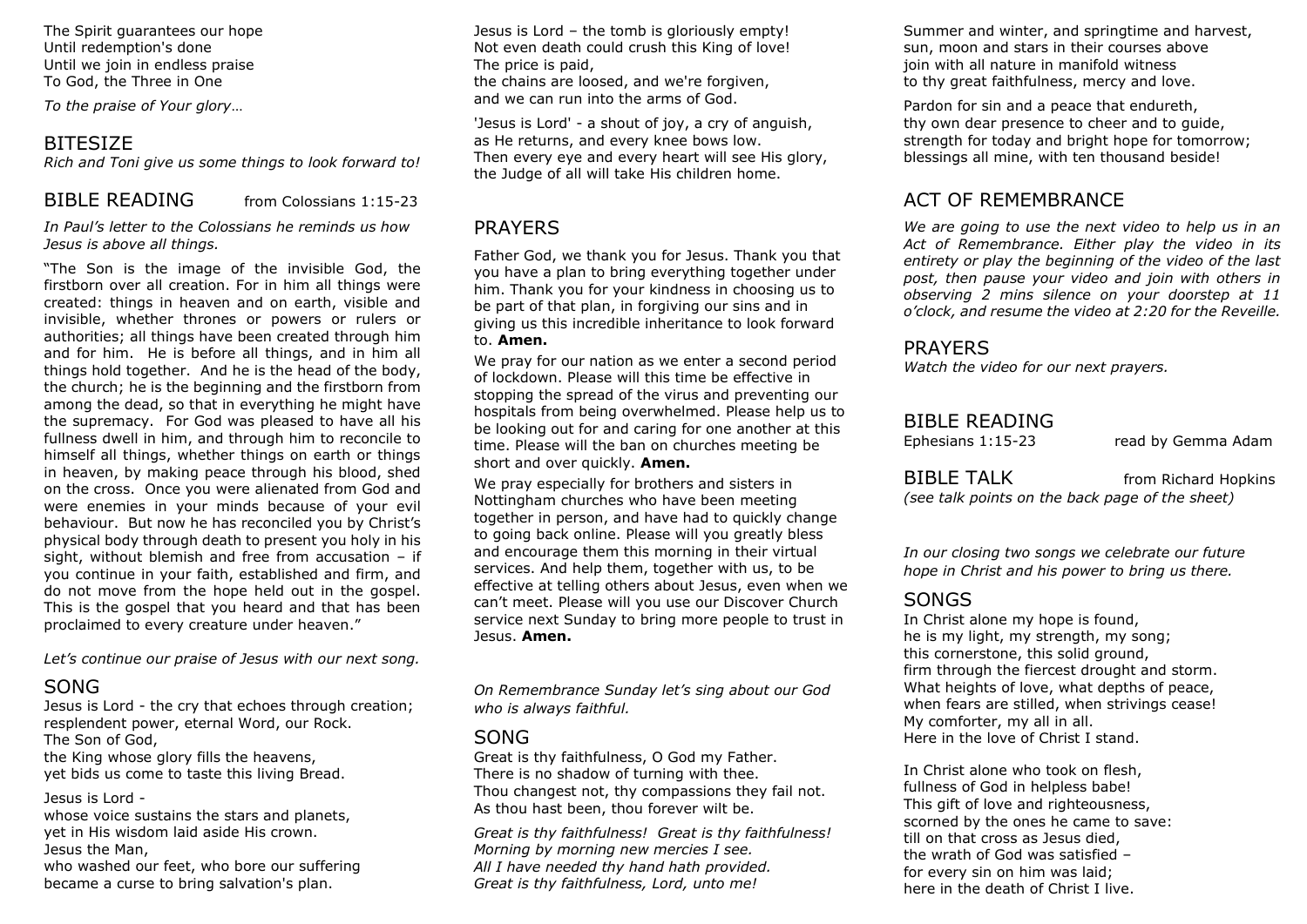The Spirit guarantees our hope
Until redemption's done
Until we join in endless praise
To God, the Three in One

*To the praise of Your glory…*

## BITESIZE

*Rich and Toni give us some things to look forward to!*

## BIBLE READING from Colossians 1:15-23

*In Paul's letter to the Colossians he reminds us how Jesus is above all things.*

"The Son is the image of the invisible God, the firstborn over all creation. For in him all things were created: things in heaven and on earth, visible and invisible, whether thrones or powers or rulers or authorities; all things have been created through him and for him. He is before all things, and in him all things hold together. And he is the head of the body, the church; he is the beginning and the firstborn from among the dead, so that in everything he might have the supremacy. For God was pleased to have all his fullness dwell in him, and through him to reconcile to himself all things, whether things on earth or things in heaven, by making peace through his blood, shed on the cross. Once you were alienated from God and were enemies in your minds because of your evil behaviour. But now he has reconciled you by Christ's physical body through death to present you holy in his sight, without blemish and free from accusation – if you continue in your faith, established and firm, and do not move from the hope held out in the gospel. This is the gospel that you heard and that has been proclaimed to every creature under heaven."

*Let's continue our praise of Jesus with our next song.*

## SONG

Jesus is Lord - the cry that echoes through creation;
resplendent power, eternal Word, our Rock.
The Son of God,
the King whose glory fills the heavens,
yet bids us come to taste this living Bread.

Jesus is Lord -
whose voice sustains the stars and planets,
yet in His wisdom laid aside His crown.
Jesus the Man,
who washed our feet, who bore our suffering
became a curse to bring salvation's plan.

Jesus is Lord – the tomb is gloriously empty!
Not even death could crush this King of love!
The price is paid,
the chains are loosed, and we're forgiven,
and we can run into the arms of God.

'Jesus is Lord' - a shout of joy, a cry of anguish,
as He returns, and every knee bows low.
Then every eye and every heart will see His glory,
the Judge of all will take His children home.

## PRAYERS

Father God, we thank you for Jesus. Thank you that you have a plan to bring everything together under him. Thank you for your kindness in choosing us to be part of that plan, in forgiving our sins and in giving us this incredible inheritance to look forward to. **Amen.**

We pray for our nation as we enter a second period of lockdown. Please will this time be effective in stopping the spread of the virus and preventing our hospitals from being overwhelmed. Please help us to be looking out for and caring for one another at this time. Please will the ban on churches meeting be short and over quickly. **Amen.**

We pray especially for brothers and sisters in Nottingham churches who have been meeting together in person, and have had to quickly change to going back online. Please will you greatly bless and encourage them this morning in their virtual services. And help them, together with us, to be effective at telling others about Jesus, even when we can't meet. Please will you use our Discover Church service next Sunday to bring more people to trust in Jesus. **Amen.**

*On Remembrance Sunday let's sing about our God who is always faithful.*

## SONG

Great is thy faithfulness, O God my Father.
There is no shadow of turning with thee.
Thou changest not, thy compassions they fail not.
As thou hast been, thou forever wilt be.

*Great is thy faithfulness! Great is thy faithfulness!*
*Morning by morning new mercies I see.*
*All I have needed thy hand hath provided.*
*Great is thy faithfulness, Lord, unto me!*

Summer and winter, and springtime and harvest,
sun, moon and stars in their courses above
join with all nature in manifold witness
to thy great faithfulness, mercy and love.

Pardon for sin and a peace that endureth,
thy own dear presence to cheer and to guide,
strength for today and bright hope for tomorrow;
blessings all mine, with ten thousand beside!

## ACT OF REMEMBRANCE

*We are going to use the next video to help us in an Act of Remembrance. Either play the video in its entirety or play the beginning of the video of the last post, then pause your video and join with others in observing 2 mins silence on your doorstep at 11 o'clock, and resume the video at 2:20 for the Reveille.*

## PRAYERS

*Watch the video for our next prayers.*

## BIBLE READING

Ephesians 1:15-23 read by Gemma Adam

## BIBLE TALK from Richard Hopkins

*(see talk points on the back page of the sheet)*

*In our closing two songs we celebrate our future hope in Christ and his power to bring us there.*

## SONGS

In Christ alone my hope is found,
he is my light, my strength, my song;
this cornerstone, this solid ground,
firm through the fiercest drought and storm.
What heights of love, what depths of peace,
when fears are stilled, when strivings cease!
My comforter, my all in all.
Here in the love of Christ I stand.

In Christ alone who took on flesh,
fullness of God in helpless babe!
This gift of love and righteousness,
scorned by the ones he came to save:
till on that cross as Jesus died,
the wrath of God was satisfied –
for every sin on him was laid;
here in the death of Christ I live.